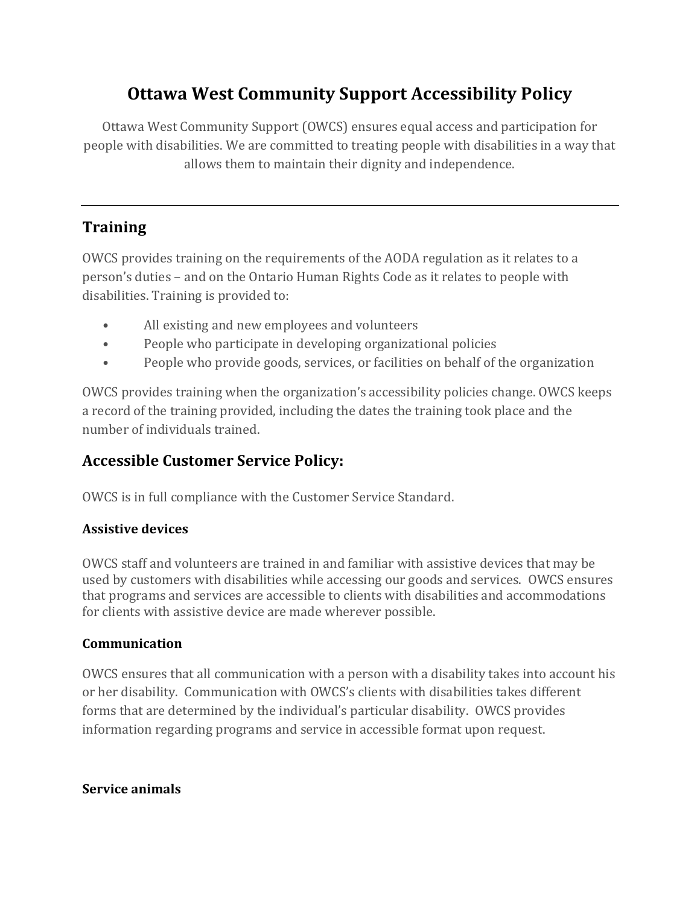# Ottawa West Community Support Accessibility Policy

Ottawa West Community Support (OWCS) ensures equal access and participation for people with disabilities. We are committed to treating people with disabilities in a way that allows them to maintain their dignity and independence.

---

## Training

OWCS provides training on the requirements of the AODA regulation as it relates to a person's duties – and on the Ontario Human Rights Code as it relates to people with disabilities. Training is provided to:

- All existing and new employees and volunteers
- People who participate in developing organizational policies
- People who provide goods, services, or facilities on behalf of the organization

OWCS provides training when the organization's accessibility policies change. OWCS keeps a record of the training provided, including the dates the training took place and the number of individuals trained.

## Accessible Customer Service Policy:

OWCS is in full compliance with the Customer Service Standard.

### Assistive devices

OWCS staff and volunteers are trained in and familiar with assistive devices that may be used by customers with disabilities while accessing our goods and services. OWCS ensures that programs and services are accessible to clients with disabilities and accommodations for clients with assistive device are made wherever possible.

### Communication

OWCS ensures that all communication with a person with a disability takes into account his or her disability. Communication with OWCS's clients with disabilities takes different forms that are determined by the individual's particular disability. OWCS provides information regarding programs and service in accessible format upon request.

### Service animals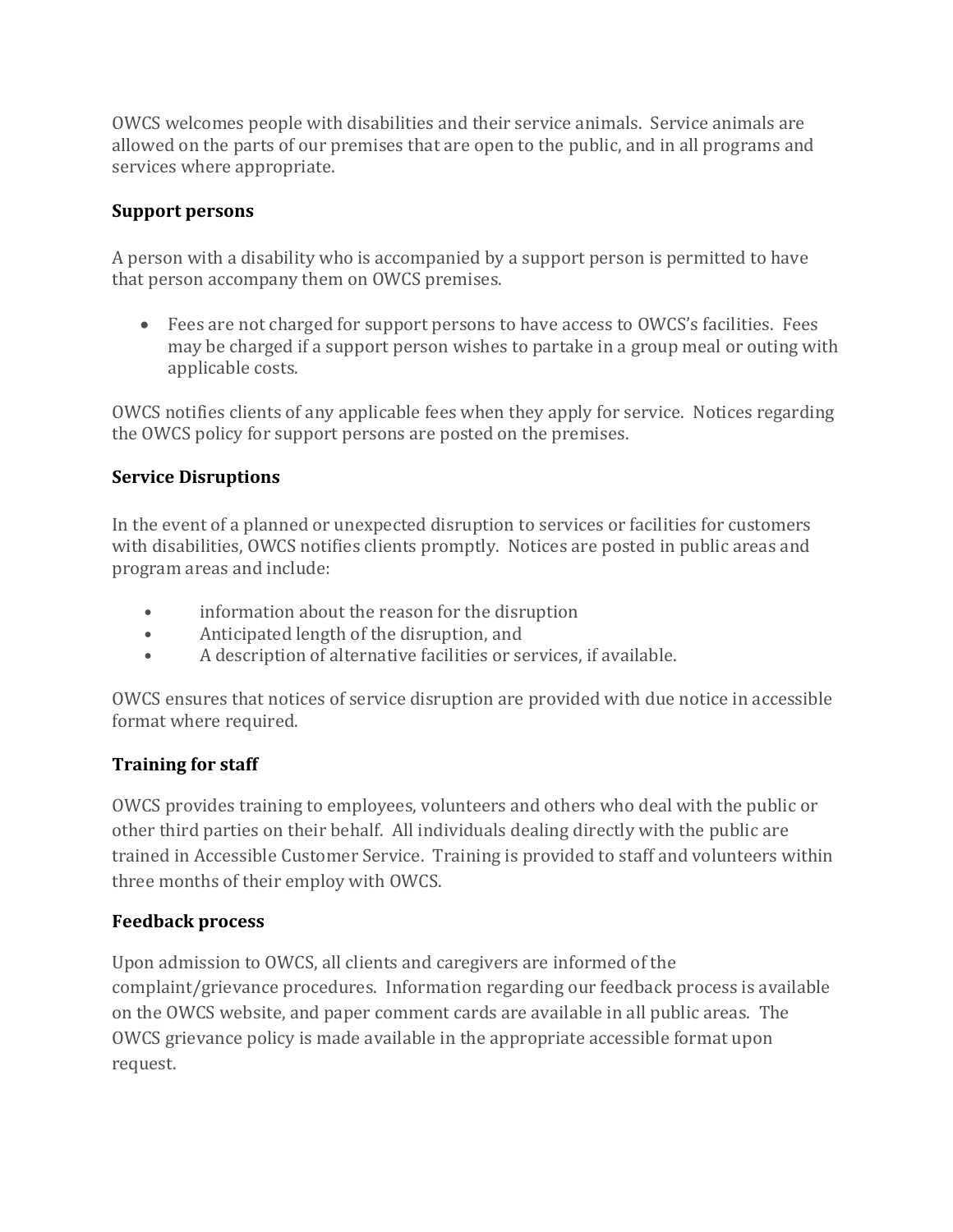OWCS welcomes people with disabilities and their service animals. Service animals are allowed on the parts of our premises that are open to the public, and in all programs and services where appropriate.

**Support persons**

A person with a disability who is accompanied by a support person is permitted to have that person accompany them on OWCS premises.

- Fees are not charged for support persons to have access to OWCS's facilities. Fees may be charged if a support person wishes to partake in a group meal or outing with applicable costs.

OWCS notifies clients of any applicable fees when they apply for service. Notices regarding the OWCS policy for support persons are posted on the premises.

**Service Disruptions**

In the event of a planned or unexpected disruption to services or facilities for customers with disabilities, OWCS notifies clients promptly. Notices are posted in public areas and program areas and include:

- information about the reason for the disruption
- Anticipated length of the disruption, and
- A description of alternative facilities or services, if available.

OWCS ensures that notices of service disruption are provided with due notice in accessible format where required.

**Training for staff**

OWCS provides training to employees, volunteers and others who deal with the public or other third parties on their behalf. All individuals dealing directly with the public are trained in Accessible Customer Service. Training is provided to staff and volunteers within three months of their employ with OWCS.

**Feedback process**

Upon admission to OWCS, all clients and caregivers are informed of the complaint/grievance procedures. Information regarding our feedback process is available on the OWCS website, and paper comment cards are available in all public areas. The OWCS grievance policy is made available in the appropriate accessible format upon request.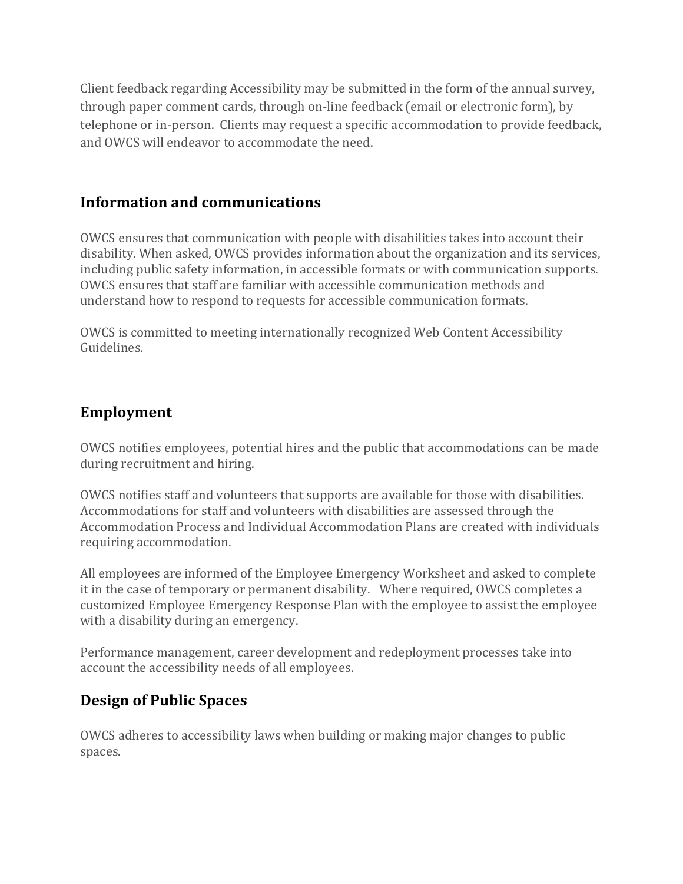Client feedback regarding Accessibility may be submitted in the form of the annual survey, through paper comment cards, through on-line feedback (email or electronic form), by telephone or in-person. Clients may request a specific accommodation to provide feedback, and OWCS will endeavor to accommodate the need.

## Information and communications

OWCS ensures that communication with people with disabilities takes into account their disability. When asked, OWCS provides information about the organization and its services, including public safety information, in accessible formats or with communication supports. OWCS ensures that staff are familiar with accessible communication methods and understand how to respond to requests for accessible communication formats.

OWCS is committed to meeting internationally recognized Web Content Accessibility Guidelines.

## Employment

OWCS notifies employees, potential hires and the public that accommodations can be made during recruitment and hiring.

OWCS notifies staff and volunteers that supports are available for those with disabilities. Accommodations for staff and volunteers with disabilities are assessed through the Accommodation Process and Individual Accommodation Plans are created with individuals requiring accommodation.

All employees are informed of the Employee Emergency Worksheet and asked to complete it in the case of temporary or permanent disability. Where required, OWCS completes a customized Employee Emergency Response Plan with the employee to assist the employee with a disability during an emergency.

Performance management, career development and redeployment processes take into account the accessibility needs of all employees.

## Design of Public Spaces

OWCS adheres to accessibility laws when building or making major changes to public spaces.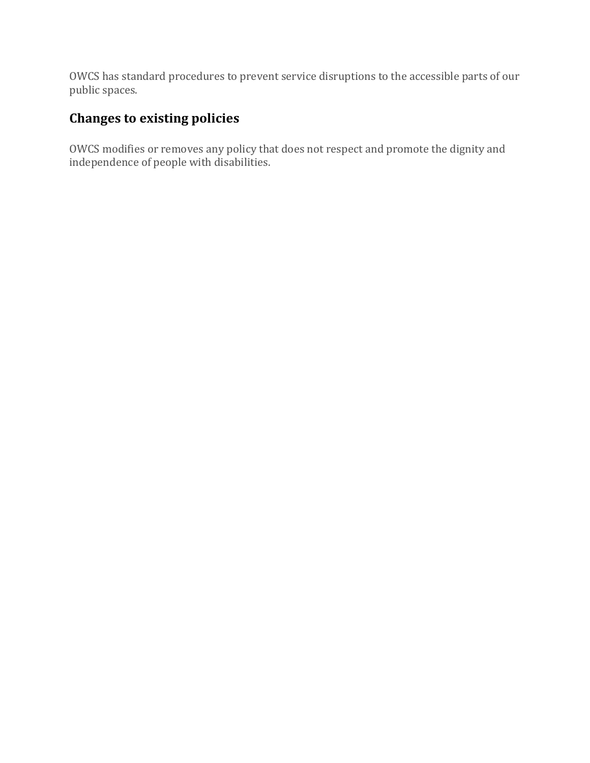OWCS has standard procedures to prevent service disruptions to the accessible parts of our public spaces.

## Changes to existing policies

OWCS modifies or removes any policy that does not respect and promote the dignity and independence of people with disabilities.